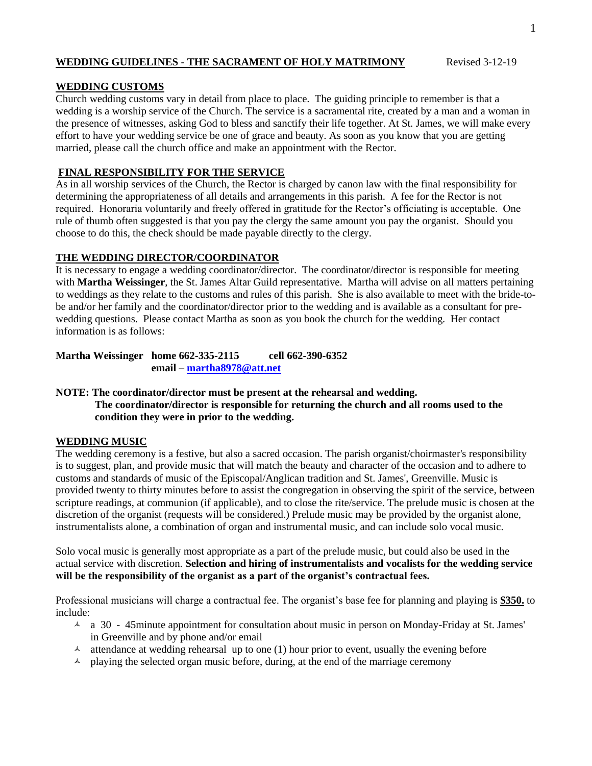**WEDDING GUIDELINES - THE SACRAMENT OF HOLY MATRIMONY** Revised 3-12-19

## WEDDING CUSTOMS

Church wedding customs vary in detail from place to place. The guiding principle to remember is that a wedding is a worship service of the Church. The service is a sacramental rite, created by a man and a woman in the presence of witnesses, asking God to bless and sanctify their life together. At St. James, we will make every effort to have your wedding service be one of grace and beauty. As soon as you know that you are getting married, please call the church office and make an appointment with the Rector.

## FINAL RESPONSIBILITY FOR THE SERVICE

As in all worship services of the Church, the Rector is charged by canon law with the final responsibility for determining the appropriateness of all details and arrangements in this parish. A fee for the Rector is not required. Honoraria voluntarily and freely offered in gratitude for the Rector's officiating is acceptable. One rule of thumb often suggested is that you pay the clergy the same amount you pay the organist. Should you choose to do this, the check should be made payable directly to the clergy.

## THE WEDDING DIRECTOR/COORDINATOR

It is necessary to engage a wedding coordinator/director. The coordinator/director is responsible for meeting with **Martha Weissinger**, the St. James Altar Guild representative. Martha will advise on all matters pertaining to weddings as they relate to the customs and rules of this parish. She is also available to meet with the bride-to-be and/or her family and the coordinator/director prior to the wedding and is available as a consultant for pre-wedding questions. Please contact Martha as soon as you book the church for the wedding. Her contact information is as follows:

**Martha Weissinger home 662-335-2115 cell 662-390-6352**
**email – [martha8978@att.net](mailto:martha8978@att.net)**

**NOTE: The coordinator/director must be present at the rehearsal and wedding.**
**The coordinator/director is responsible for returning the church and all rooms used to the condition they were in prior to the wedding.**

## WEDDING MUSIC

The wedding ceremony is a festive, but also a sacred occasion. The parish organist/choirmaster's responsibility is to suggest, plan, and provide music that will match the beauty and character of the occasion and to adhere to customs and standards of music of the Episcopal/Anglican tradition and St. James', Greenville. Music is provided twenty to thirty minutes before to assist the congregation in observing the spirit of the service, between scripture readings, at communion (if applicable), and to close the rite/service. The prelude music is chosen at the discretion of the organist (requests will be considered.) Prelude music may be provided by the organist alone, instrumentalists alone, a combination of organ and instrumental music, and can include solo vocal music.

Solo vocal music is generally most appropriate as a part of the prelude music, but could also be used in the actual service with discretion. **Selection and hiring of instrumentalists and vocalists for the wedding service will be the responsibility of the organist as a part of the organist's contractual fees.**

Professional musicians will charge a contractual fee. The organist's base fee for planning and playing is **$350.** to include:

- a 30 - 45minute appointment for consultation about music in person on Monday-Friday at St. James' in Greenville and by phone and/or email
- attendance at wedding rehearsal up to one (1) hour prior to event, usually the evening before
- playing the selected organ music before, during, at the end of the marriage ceremony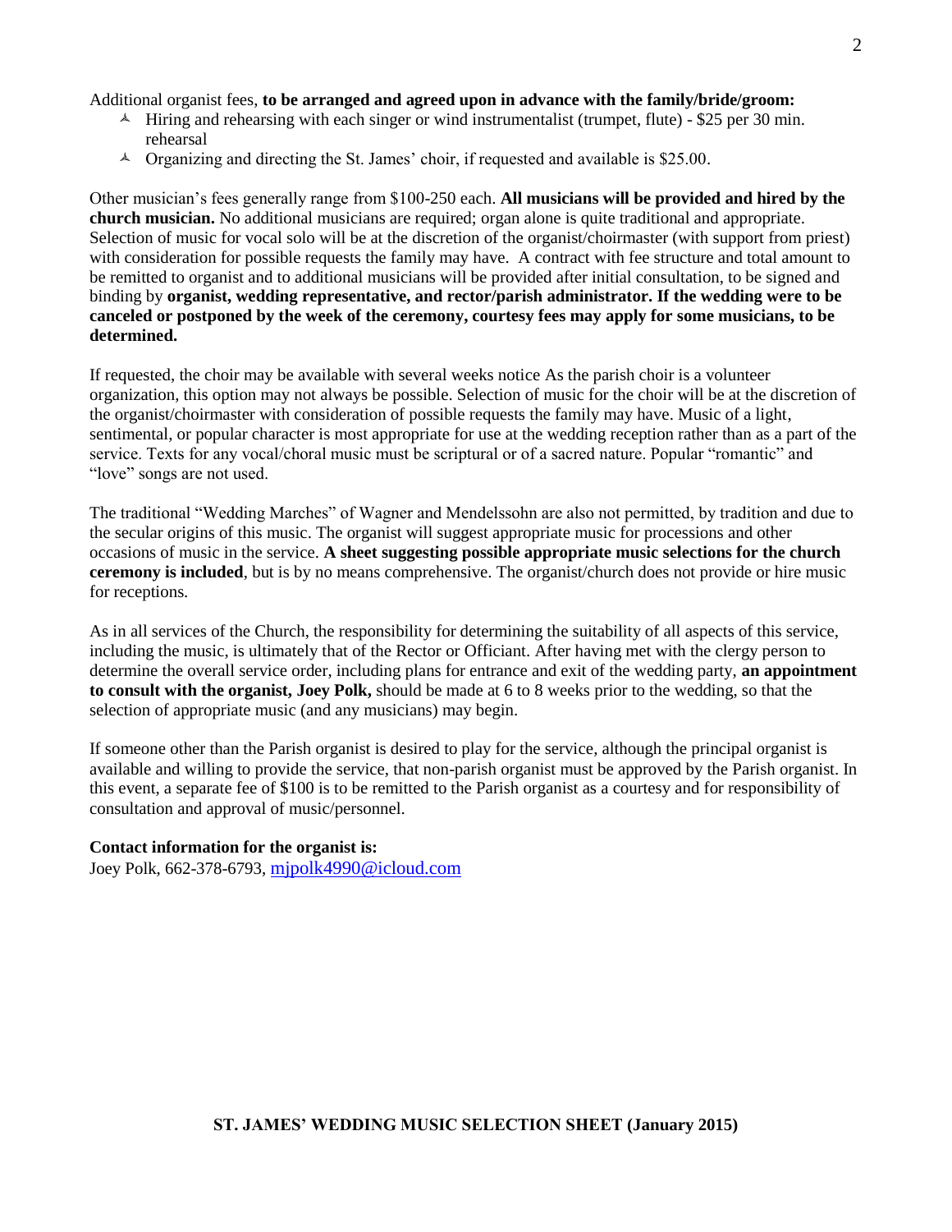Additional organist fees, **to be arranged and agreed upon in advance with the family/bride/groom:**

- Hiring and rehearsing with each singer or wind instrumentalist (trumpet, flute) - $25 per 30 min. rehearsal
- Organizing and directing the St. James' choir, if requested and available is $25.00.

Other musician's fees generally range from $100-250 each. **All musicians will be provided and hired by the church musician.** No additional musicians are required; organ alone is quite traditional and appropriate. Selection of music for vocal solo will be at the discretion of the organist/choirmaster (with support from priest) with consideration for possible requests the family may have. A contract with fee structure and total amount to be remitted to organist and to additional musicians will be provided after initial consultation, to be signed and binding by **organist, wedding representative, and rector/parish administrator. If the wedding were to be canceled or postponed by the week of the ceremony, courtesy fees may apply for some musicians, to be determined.**

If requested, the choir may be available with several weeks notice As the parish choir is a volunteer organization, this option may not always be possible. Selection of music for the choir will be at the discretion of the organist/choirmaster with consideration of possible requests the family may have. Music of a light, sentimental, or popular character is most appropriate for use at the wedding reception rather than as a part of the service. Texts for any vocal/choral music must be scriptural or of a sacred nature. Popular "romantic" and "love" songs are not used.

The traditional "Wedding Marches" of Wagner and Mendelssohn are also not permitted, by tradition and due to the secular origins of this music. The organist will suggest appropriate music for processions and other occasions of music in the service. **A sheet suggesting possible appropriate music selections for the church ceremony is included**, but is by no means comprehensive. The organist/church does not provide or hire music for receptions.

As in all services of the Church, the responsibility for determining the suitability of all aspects of this service, including the music, is ultimately that of the Rector or Officiant. After having met with the clergy person to determine the overall service order, including plans for entrance and exit of the wedding party, **an appointment to consult with the organist, Joey Polk,** should be made at 6 to 8 weeks prior to the wedding, so that the selection of appropriate music (and any musicians) may begin.

If someone other than the Parish organist is desired to play for the service, although the principal organist is available and willing to provide the service, that non-parish organist must be approved by the Parish organist. In this event, a separate fee of $100 is to be remitted to the Parish organist as a courtesy and for responsibility of consultation and approval of music/personnel.

**Contact information for the organist is:**
Joey Polk, 662-378-6793, mjpolk4990@icloud.com

**ST. JAMES' WEDDING MUSIC SELECTION SHEET (January 2015)**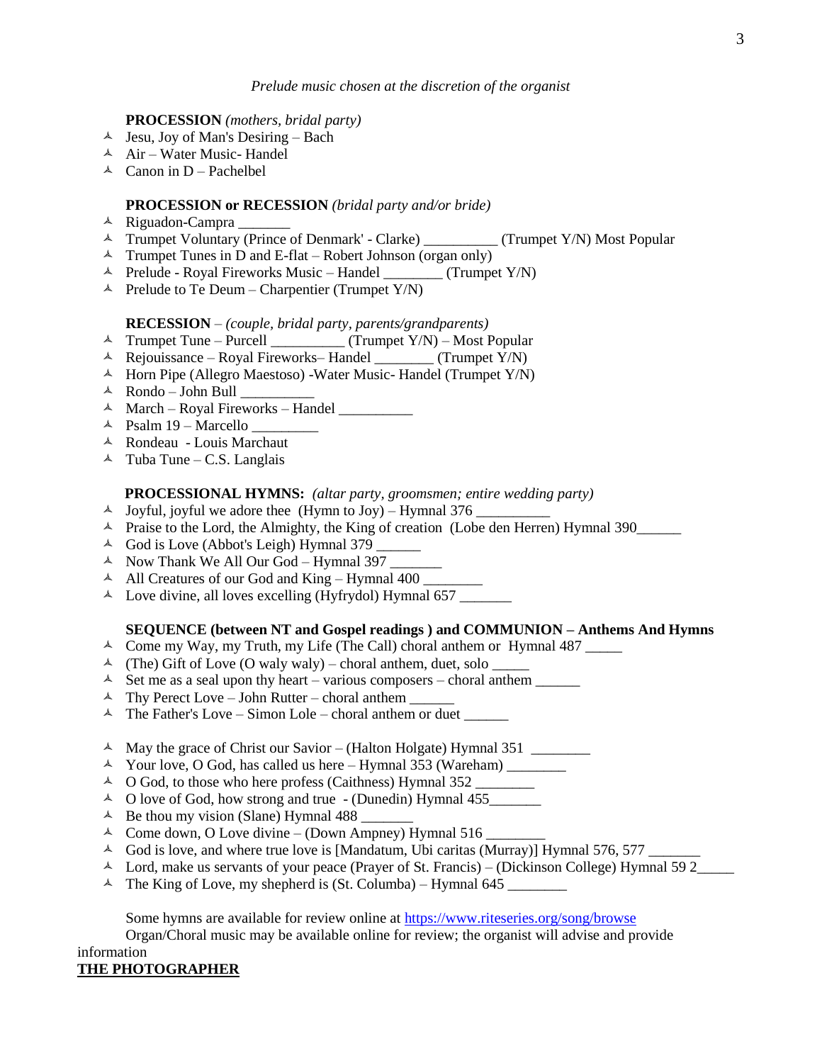*Prelude music chosen at the discretion of the organist*

**PROCESSION** *(mothers, bridal party)*

- Jesu, Joy of Man's Desiring – Bach
- Air – Water Music- Handel
- Canon in D – Pachelbel

**PROCESSION or RECESSION** *(bridal party and/or bride)*

- Riguadon-Campra _______
- Trumpet Voluntary (Prince of Denmark' - Clarke) __________ (Trumpet Y/N) Most Popular
- Trumpet Tunes in D and E-flat – Robert Johnson (organ only)
- Prelude - Royal Fireworks Music – Handel ________ (Trumpet Y/N)
- Prelude to Te Deum – Charpentier (Trumpet Y/N)

**RECESSION** – *(couple, bridal party, parents/grandparents)*

- Trumpet Tune – Purcell __________ (Trumpet Y/N) – Most Popular
- Rejouissance – Royal Fireworks– Handel ________ (Trumpet Y/N)
- Horn Pipe (Allegro Maestoso) -Water Music- Handel (Trumpet Y/N)
- Rondo – John Bull __________
- March – Royal Fireworks – Handel __________
- Psalm 19 – Marcello _________
- Rondeau - Louis Marchaut
- Tuba Tune – C.S. Langlais

**PROCESSIONAL HYMNS:** *(altar party, groomsmen; entire wedding party)*

- Joyful, joyful we adore thee (Hymn to Joy) – Hymnal 376 __________
- Praise to the Lord, the Almighty, the King of creation (Lobe den Herren) Hymnal 390______
- God is Love (Abbot's Leigh) Hymnal 379 ______
- Now Thank We All Our God – Hymnal 397 _______
- All Creatures of our God and King – Hymnal 400 ________
- Love divine, all loves excelling (Hyfrydol) Hymnal 657 _______

**SEQUENCE (between NT and Gospel readings ) and COMMUNION – Anthems And Hymns**

- Come my Way, my Truth, my Life (The Call) choral anthem or Hymnal 487 _____
- (The) Gift of Love (O waly waly) – choral anthem, duet, solo _____
- Set me as a seal upon thy heart – various composers – choral anthem ______
- Thy Perect Love – John Rutter – choral anthem ______
- The Father's Love – Simon Lole – choral anthem or duet ______

- May the grace of Christ our Savior – (Halton Holgate) Hymnal 351 ________
- Your love, O God, has called us here – Hymnal 353 (Wareham) ________
- O God, to those who here profess (Caithness) Hymnal 352 ________
- O love of God, how strong and true - (Dunedin) Hymnal 455_______
- Be thou my vision (Slane) Hymnal 488 _______
- Come down, O Love divine – (Down Ampney) Hymnal 516 ________
- God is love, and where true love is [Mandatum, Ubi caritas (Murray)] Hymnal 576, 577 _______
- Lord, make us servants of your peace (Prayer of St. Francis) – (Dickinson College) Hymnal 59 2_____
- The King of Love, my shepherd is (St. Columba) – Hymnal 645 ________

Some hymns are available for review online at https://www.riteseries.org/song/browse

Organ/Choral music may be available online for review; the organist will advise and provide information

**THE PHOTOGRAPHER**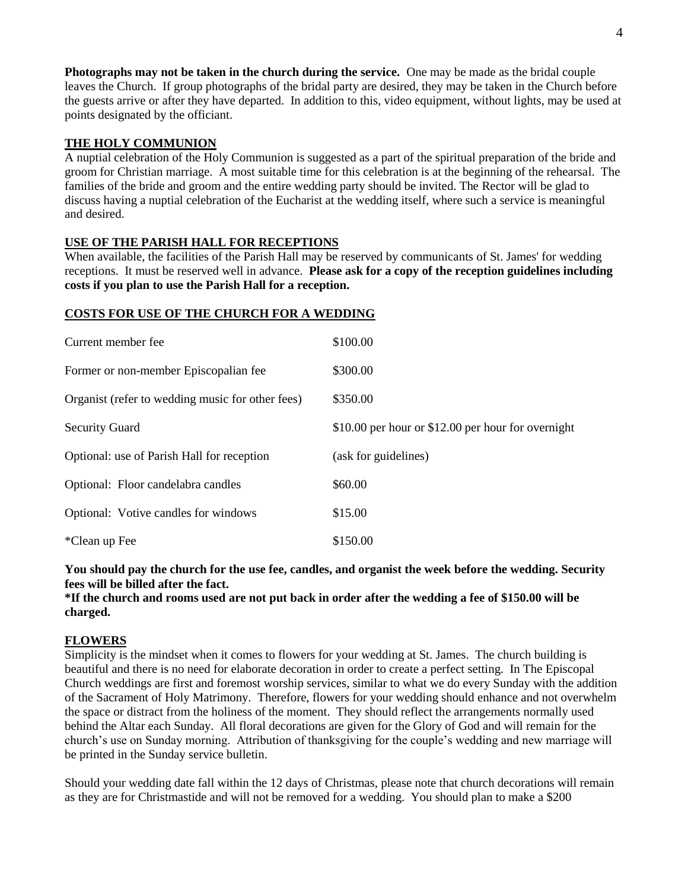**Photographs may not be taken in the church during the service.** One may be made as the bridal couple leaves the Church. If group photographs of the bridal party are desired, they may be taken in the Church before the guests arrive or after they have departed. In addition to this, video equipment, without lights, may be used at points designated by the officiant.

## THE HOLY COMMUNION

A nuptial celebration of the Holy Communion is suggested as a part of the spiritual preparation of the bride and groom for Christian marriage. A most suitable time for this celebration is at the beginning of the rehearsal. The families of the bride and groom and the entire wedding party should be invited. The Rector will be glad to discuss having a nuptial celebration of the Eucharist at the wedding itself, where such a service is meaningful and desired.

## USE OF THE PARISH HALL FOR RECEPTIONS

When available, the facilities of the Parish Hall may be reserved by communicants of St. James' for wedding receptions. It must be reserved well in advance. **Please ask for a copy of the reception guidelines including costs if you plan to use the Parish Hall for a reception.**

## COSTS FOR USE OF THE CHURCH FOR A WEDDING

| | |
|---|---|
| Current member fee | $100.00 |
| Former or non-member Episcopalian fee | $300.00 |
| Organist (refer to wedding music for other fees) | $350.00 |
| Security Guard | $10.00 per hour or $12.00 per hour for overnight |
| Optional: use of Parish Hall for reception | (ask for guidelines) |
| Optional: Floor candelabra candles | $60.00 |
| Optional: Votive candles for windows | $15.00 |
| *Clean up Fee | $150.00 |

**You should pay the church for the use fee, candles, and organist the week before the wedding. Security fees will be billed after the fact.**

**\*If the church and rooms used are not put back in order after the wedding a fee of $150.00 will be charged.**

## FLOWERS

Simplicity is the mindset when it comes to flowers for your wedding at St. James. The church building is beautiful and there is no need for elaborate decoration in order to create a perfect setting. In The Episcopal Church weddings are first and foremost worship services, similar to what we do every Sunday with the addition of the Sacrament of Holy Matrimony. Therefore, flowers for your wedding should enhance and not overwhelm the space or distract from the holiness of the moment. They should reflect the arrangements normally used behind the Altar each Sunday. All floral decorations are given for the Glory of God and will remain for the church's use on Sunday morning. Attribution of thanksgiving for the couple's wedding and new marriage will be printed in the Sunday service bulletin.

Should your wedding date fall within the 12 days of Christmas, please note that church decorations will remain as they are for Christmastide and will not be removed for a wedding. You should plan to make a $200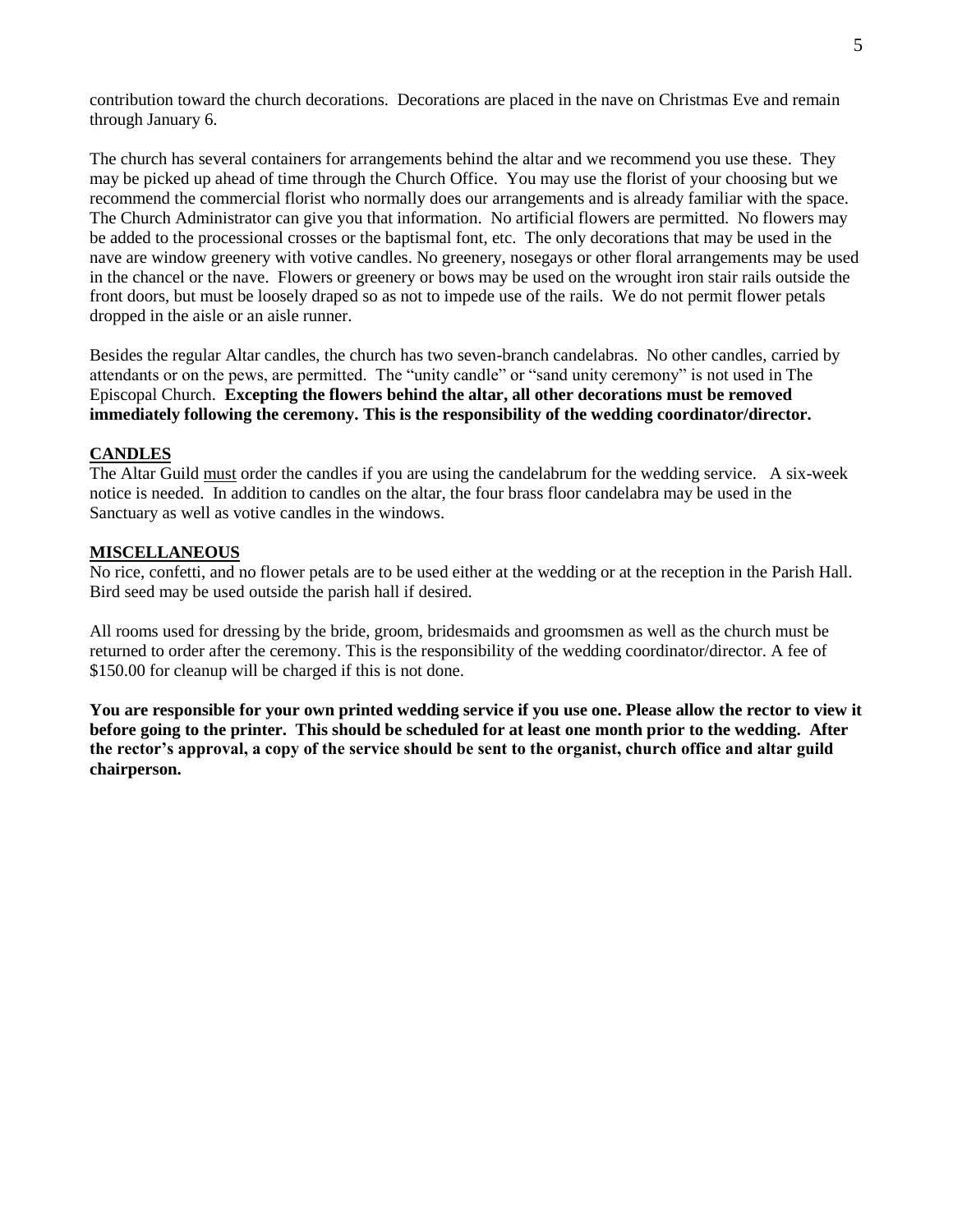contribution toward the church decorations. Decorations are placed in the nave on Christmas Eve and remain through January 6.

The church has several containers for arrangements behind the altar and we recommend you use these. They may be picked up ahead of time through the Church Office. You may use the florist of your choosing but we recommend the commercial florist who normally does our arrangements and is already familiar with the space. The Church Administrator can give you that information. No artificial flowers are permitted. No flowers may be added to the processional crosses or the baptismal font, etc. The only decorations that may be used in the nave are window greenery with votive candles. No greenery, nosegays or other floral arrangements may be used in the chancel or the nave. Flowers or greenery or bows may be used on the wrought iron stair rails outside the front doors, but must be loosely draped so as not to impede use of the rails. We do not permit flower petals dropped in the aisle or an aisle runner.

Besides the regular Altar candles, the church has two seven-branch candelabras. No other candles, carried by attendants or on the pews, are permitted. The "unity candle" or "sand unity ceremony" is not used in The Episcopal Church. **Excepting the flowers behind the altar, all other decorations must be removed immediately following the ceremony. This is the responsibility of the wedding coordinator/director.**

## CANDLES

The Altar Guild must order the candles if you are using the candelabrum for the wedding service. A six-week notice is needed. In addition to candles on the altar, the four brass floor candelabra may be used in the Sanctuary as well as votive candles in the windows.

## MISCELLANEOUS

No rice, confetti, and no flower petals are to be used either at the wedding or at the reception in the Parish Hall. Bird seed may be used outside the parish hall if desired.

All rooms used for dressing by the bride, groom, bridesmaids and groomsmen as well as the church must be returned to order after the ceremony. This is the responsibility of the wedding coordinator/director. A fee of $150.00 for cleanup will be charged if this is not done.

**You are responsible for your own printed wedding service if you use one. Please allow the rector to view it before going to the printer. This should be scheduled for at least one month prior to the wedding. After the rector's approval, a copy of the service should be sent to the organist, church office and altar guild chairperson.**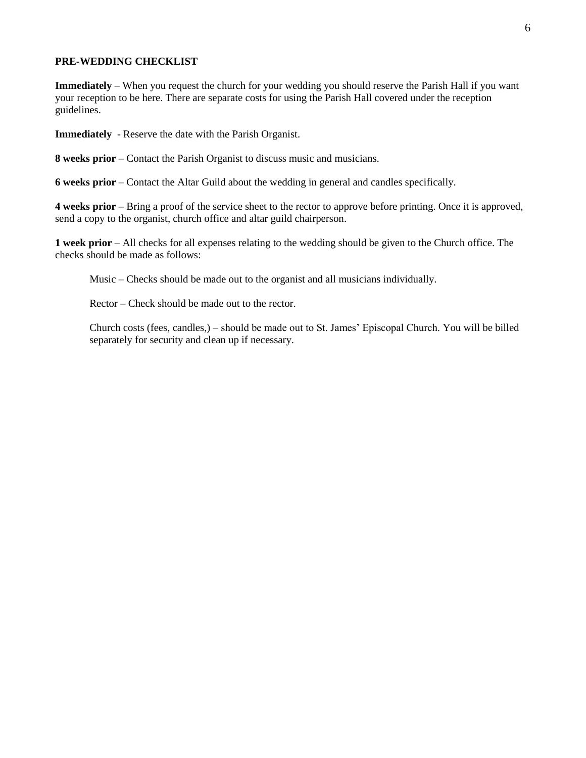**PRE-WEDDING CHECKLIST**

**Immediately** – When you request the church for your wedding you should reserve the Parish Hall if you want your reception to be here. There are separate costs for using the Parish Hall covered under the reception guidelines.

**Immediately** - Reserve the date with the Parish Organist.

**8 weeks prior** – Contact the Parish Organist to discuss music and musicians.

**6 weeks prior** – Contact the Altar Guild about the wedding in general and candles specifically.

**4 weeks prior** – Bring a proof of the service sheet to the rector to approve before printing. Once it is approved, send a copy to the organist, church office and altar guild chairperson.

**1 week prior** – All checks for all expenses relating to the wedding should be given to the Church office. The checks should be made as follows:

> Music – Checks should be made out to the organist and all musicians individually.
>
> Rector – Check should be made out to the rector.
>
> Church costs (fees, candles,) – should be made out to St. James' Episcopal Church. You will be billed separately for security and clean up if necessary.